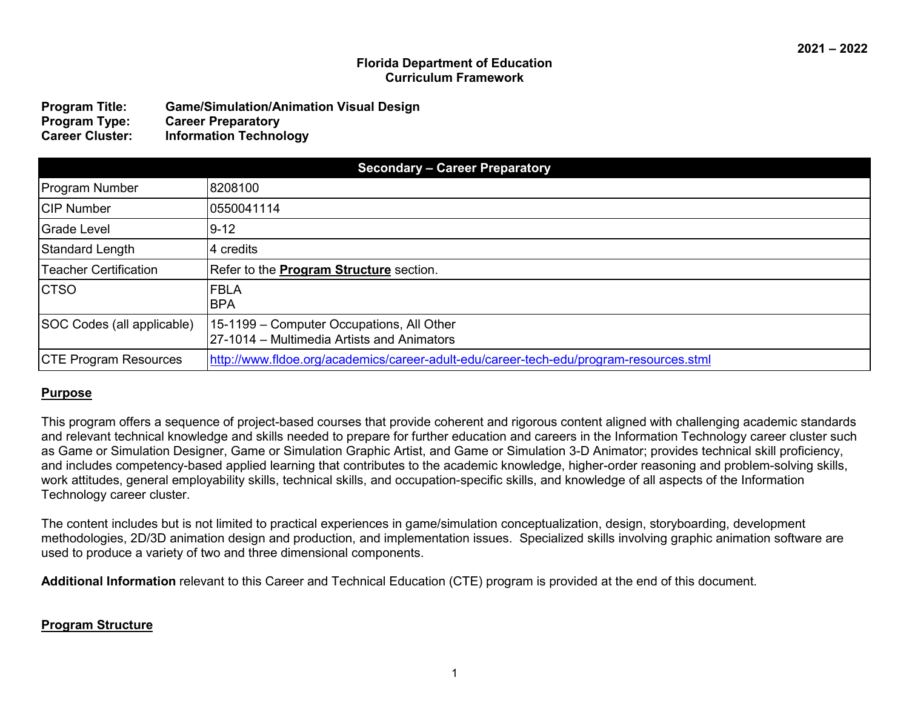**2021 – 2022**

**Florida Department of Education**
**Curriculum Framework**

**Program Title:** **Game/Simulation/Animation Visual Design**
**Program Type:** **Career Preparatory**
**Career Cluster:** **Information Technology**

| **Secondary – Career Preparatory** | |
|---|---|
| Program Number | 8208100 |
| CIP Number | 0550041114 |
| Grade Level | 9-12 |
| Standard Length | 4 credits |
| Teacher Certification | Refer to the **Program Structure** section. |
| CTSO | FBLA<br>BPA |
| SOC Codes (all applicable) | 15-1199 – Computer Occupations, All Other<br>27-1014 – Multimedia Artists and Animators |
| CTE Program Resources | http://www.fldoe.org/academics/career-adult-edu/career-tech-edu/program-resources.stml |

## Purpose

This program offers a sequence of project-based courses that provide coherent and rigorous content aligned with challenging academic standards and relevant technical knowledge and skills needed to prepare for further education and careers in the Information Technology career cluster such as Game or Simulation Designer, Game or Simulation Graphic Artist, and Game or Simulation 3-D Animator; provides technical skill proficiency, and includes competency-based applied learning that contributes to the academic knowledge, higher-order reasoning and problem-solving skills, work attitudes, general employability skills, technical skills, and occupation-specific skills, and knowledge of all aspects of the Information Technology career cluster.

The content includes but is not limited to practical experiences in game/simulation conceptualization, design, storyboarding, development methodologies, 2D/3D animation design and production, and implementation issues. Specialized skills involving graphic animation software are used to produce a variety of two and three dimensional components.

**Additional Information** relevant to this Career and Technical Education (CTE) program is provided at the end of this document.

## Program Structure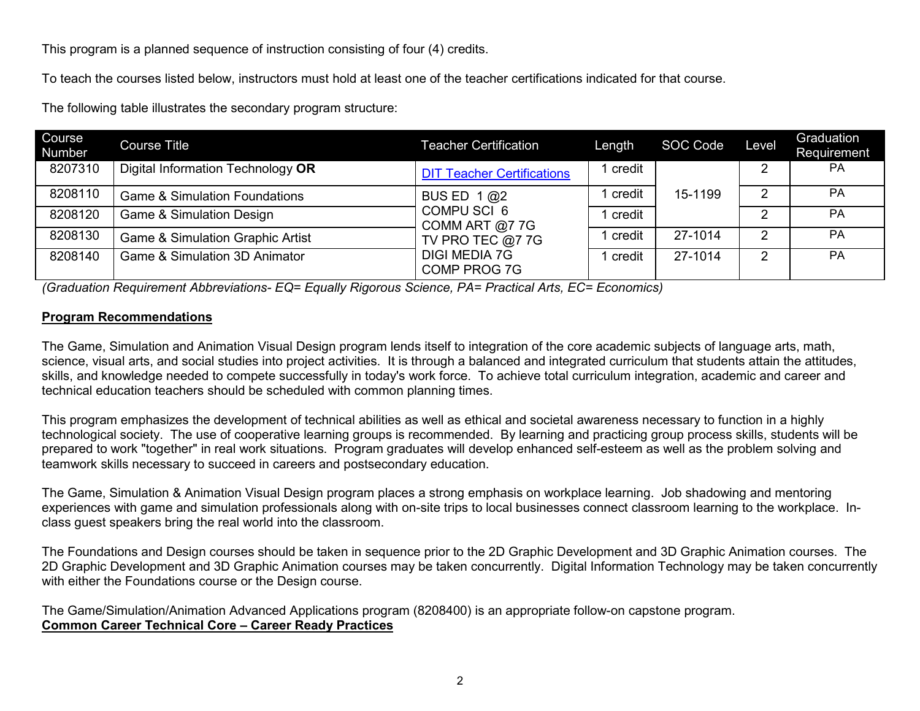This program is a planned sequence of instruction consisting of four (4) credits.

To teach the courses listed below, instructors must hold at least one of the teacher certifications indicated for that course.

The following table illustrates the secondary program structure:

| Course Number | Course Title | Teacher Certification | Length | SOC Code | Level | Graduation Requirement |
|---|---|---|---|---|---|---|
| 8207310 | Digital Information Technology **OR** | DIT Teacher Certifications | 1 credit | 15-1199 | 2 | PA |
| 8208110 | Game & Simulation Foundations | BUS ED 1 @2<br>COMPU SCI 6<br>COMM ART @7 7G<br>TV PRO TEC @7 7G<br>DIGI MEDIA 7G<br>COMP PROG 7G | 1 credit | 15-1199 | 2 | PA |
| 8208120 | Game & Simulation Design | | 1 credit | 15-1199 | 2 | PA |
| 8208130 | Game & Simulation Graphic Artist | | 1 credit | 27-1014 | 2 | PA |
| 8208140 | Game & Simulation 3D Animator | | 1 credit | 27-1014 | 2 | PA |

*(Graduation Requirement Abbreviations- EQ= Equally Rigorous Science, PA= Practical Arts, EC= Economics)*

**Program Recommendations**

The Game, Simulation and Animation Visual Design program lends itself to integration of the core academic subjects of language arts, math, science, visual arts, and social studies into project activities. It is through a balanced and integrated curriculum that students attain the attitudes, skills, and knowledge needed to compete successfully in today's work force. To achieve total curriculum integration, academic and career and technical education teachers should be scheduled with common planning times.

This program emphasizes the development of technical abilities as well as ethical and societal awareness necessary to function in a highly technological society. The use of cooperative learning groups is recommended. By learning and practicing group process skills, students will be prepared to work "together" in real work situations. Program graduates will develop enhanced self-esteem as well as the problem solving and teamwork skills necessary to succeed in careers and postsecondary education.

The Game, Simulation & Animation Visual Design program places a strong emphasis on workplace learning. Job shadowing and mentoring experiences with game and simulation professionals along with on-site trips to local businesses connect classroom learning to the workplace. In-class guest speakers bring the real world into the classroom.

The Foundations and Design courses should be taken in sequence prior to the 2D Graphic Development and 3D Graphic Animation courses. The 2D Graphic Development and 3D Graphic Animation courses may be taken concurrently. Digital Information Technology may be taken concurrently with either the Foundations course or the Design course.

The Game/Simulation/Animation Advanced Applications program (8208400) is an appropriate follow-on capstone program.

**Common Career Technical Core – Career Ready Practices**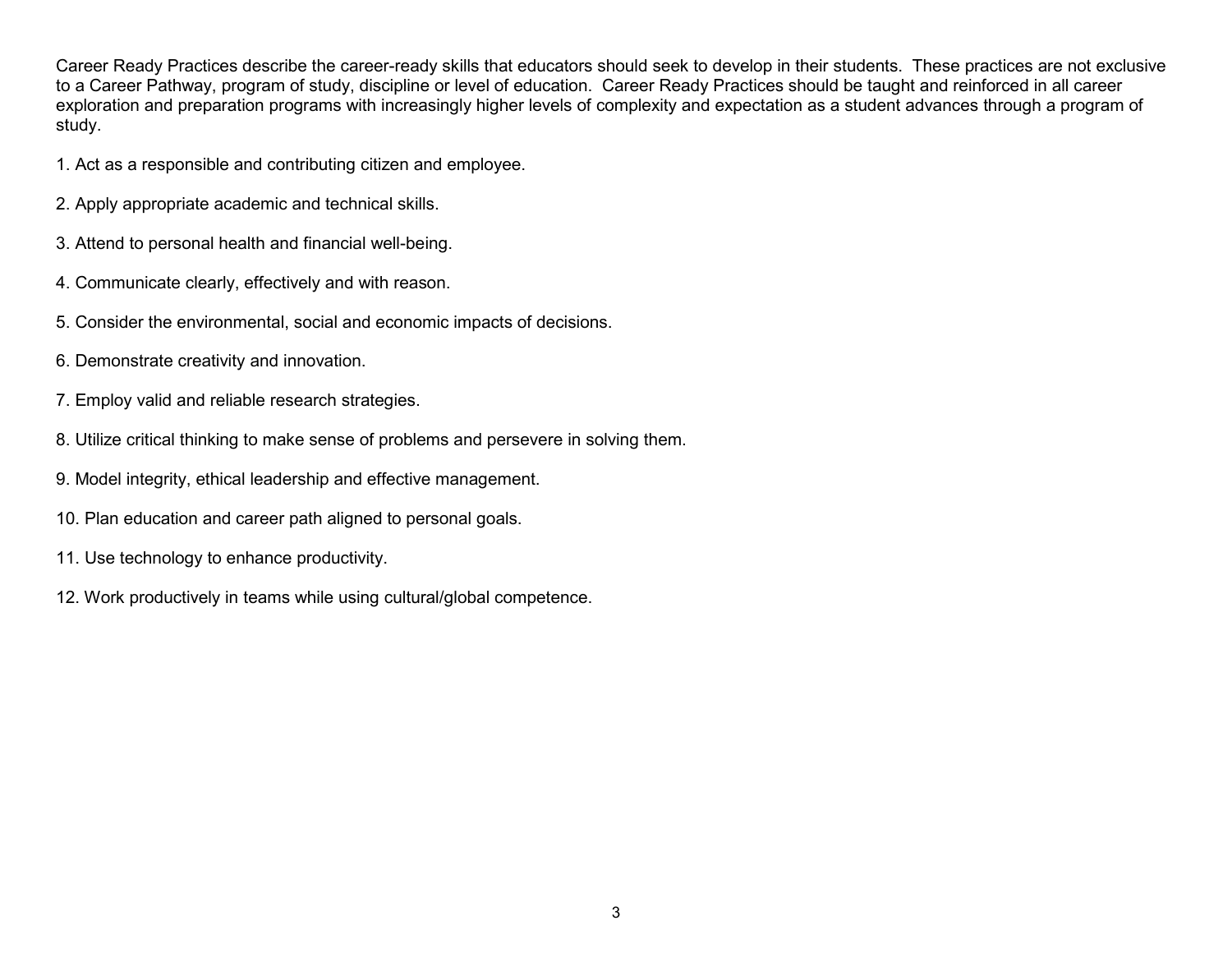Career Ready Practices describe the career-ready skills that educators should seek to develop in their students. These practices are not exclusive to a Career Pathway, program of study, discipline or level of education. Career Ready Practices should be taught and reinforced in all career exploration and preparation programs with increasingly higher levels of complexity and expectation as a student advances through a program of study.

1. Act as a responsible and contributing citizen and employee.

2. Apply appropriate academic and technical skills.

3. Attend to personal health and financial well-being.

4. Communicate clearly, effectively and with reason.

5. Consider the environmental, social and economic impacts of decisions.

6. Demonstrate creativity and innovation.

7. Employ valid and reliable research strategies.

8. Utilize critical thinking to make sense of problems and persevere in solving them.

9. Model integrity, ethical leadership and effective management.

10. Plan education and career path aligned to personal goals.

11. Use technology to enhance productivity.

12. Work productively in teams while using cultural/global competence.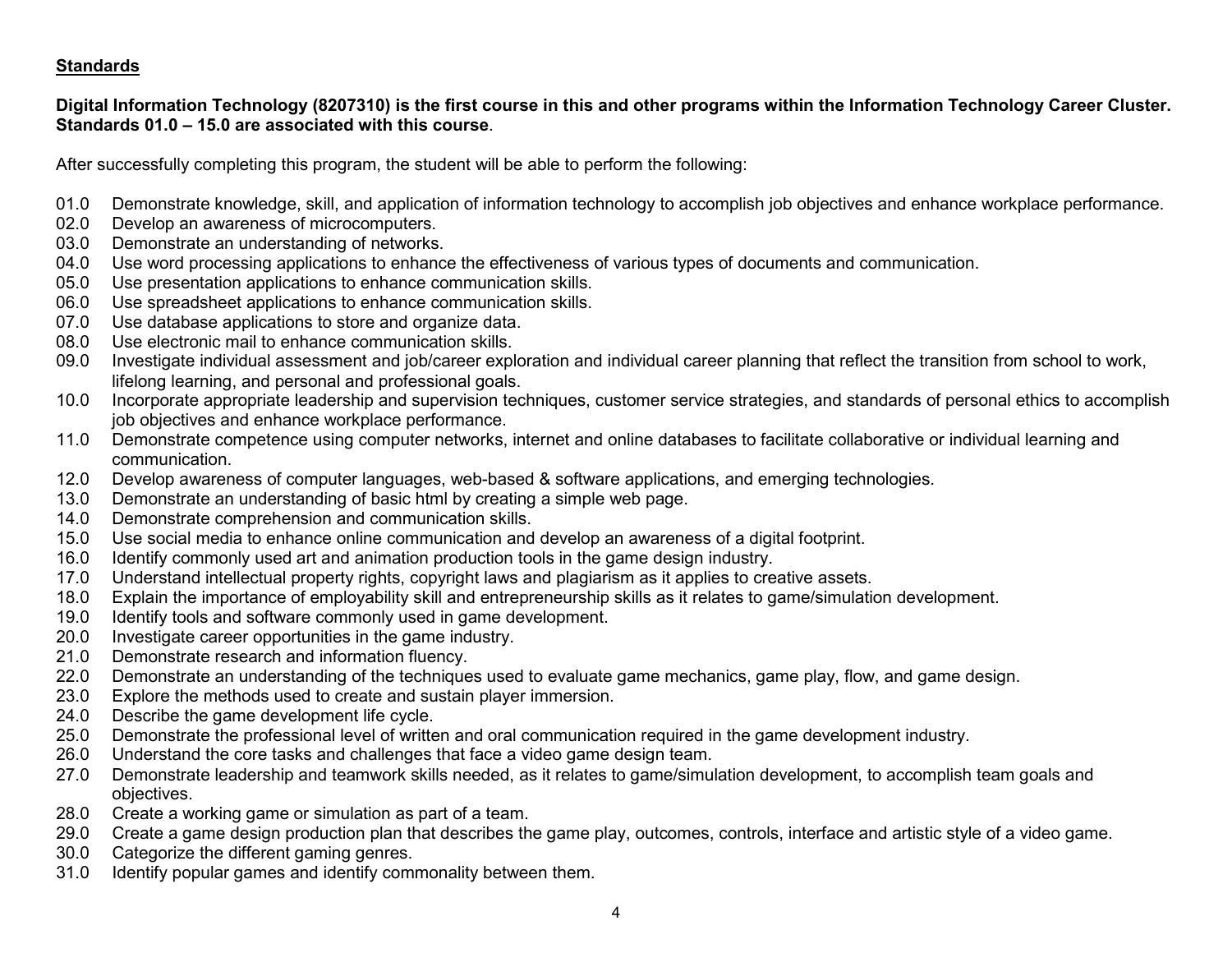## Standards

**Digital Information Technology (8207310) is the first course in this and other programs within the Information Technology Career Cluster. Standards 01.0 – 15.0 are associated with this course**.

After successfully completing this program, the student will be able to perform the following:

01.0 Demonstrate knowledge, skill, and application of information technology to accomplish job objectives and enhance workplace performance.
02.0 Develop an awareness of microcomputers.
03.0 Demonstrate an understanding of networks.
04.0 Use word processing applications to enhance the effectiveness of various types of documents and communication.
05.0 Use presentation applications to enhance communication skills.
06.0 Use spreadsheet applications to enhance communication skills.
07.0 Use database applications to store and organize data.
08.0 Use electronic mail to enhance communication skills.
09.0 Investigate individual assessment and job/career exploration and individual career planning that reflect the transition from school to work, lifelong learning, and personal and professional goals.
10.0 Incorporate appropriate leadership and supervision techniques, customer service strategies, and standards of personal ethics to accomplish job objectives and enhance workplace performance.
11.0 Demonstrate competence using computer networks, internet and online databases to facilitate collaborative or individual learning and communication.
12.0 Develop awareness of computer languages, web-based & software applications, and emerging technologies.
13.0 Demonstrate an understanding of basic html by creating a simple web page.
14.0 Demonstrate comprehension and communication skills.
15.0 Use social media to enhance online communication and develop an awareness of a digital footprint.
16.0 Identify commonly used art and animation production tools in the game design industry.
17.0 Understand intellectual property rights, copyright laws and plagiarism as it applies to creative assets.
18.0 Explain the importance of employability skill and entrepreneurship skills as it relates to game/simulation development.
19.0 Identify tools and software commonly used in game development.
20.0 Investigate career opportunities in the game industry.
21.0 Demonstrate research and information fluency.
22.0 Demonstrate an understanding of the techniques used to evaluate game mechanics, game play, flow, and game design.
23.0 Explore the methods used to create and sustain player immersion.
24.0 Describe the game development life cycle.
25.0 Demonstrate the professional level of written and oral communication required in the game development industry.
26.0 Understand the core tasks and challenges that face a video game design team.
27.0 Demonstrate leadership and teamwork skills needed, as it relates to game/simulation development, to accomplish team goals and objectives.
28.0 Create a working game or simulation as part of a team.
29.0 Create a game design production plan that describes the game play, outcomes, controls, interface and artistic style of a video game.
30.0 Categorize the different gaming genres.
31.0 Identify popular games and identify commonality between them.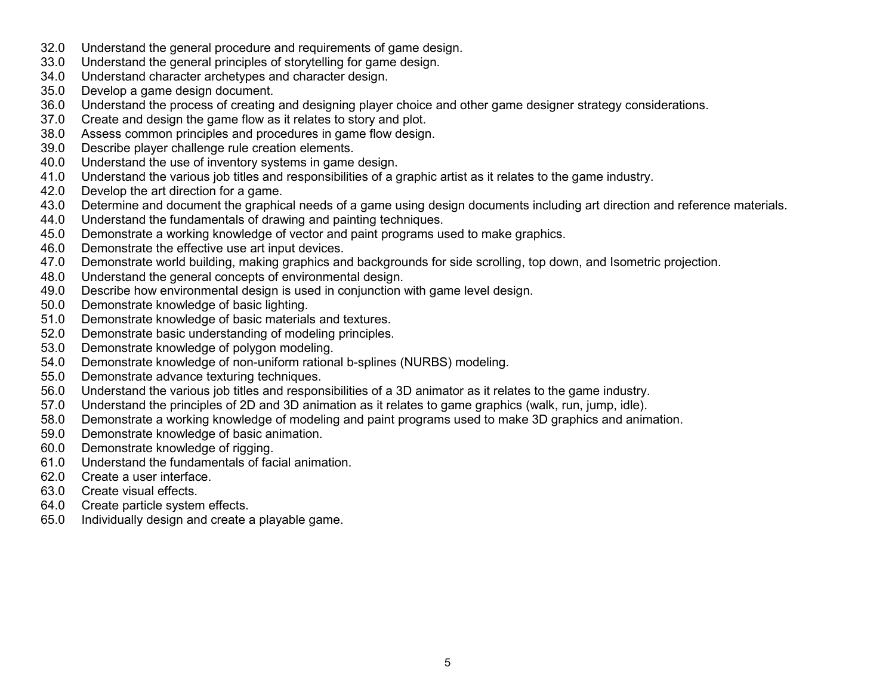32.0 Understand the general procedure and requirements of game design.
33.0 Understand the general principles of storytelling for game design.
34.0 Understand character archetypes and character design.
35.0 Develop a game design document.
36.0 Understand the process of creating and designing player choice and other game designer strategy considerations.
37.0 Create and design the game flow as it relates to story and plot.
38.0 Assess common principles and procedures in game flow design.
39.0 Describe player challenge rule creation elements.
40.0 Understand the use of inventory systems in game design.
41.0 Understand the various job titles and responsibilities of a graphic artist as it relates to the game industry.
42.0 Develop the art direction for a game.
43.0 Determine and document the graphical needs of a game using design documents including art direction and reference materials.
44.0 Understand the fundamentals of drawing and painting techniques.
45.0 Demonstrate a working knowledge of vector and paint programs used to make graphics.
46.0 Demonstrate the effective use art input devices.
47.0 Demonstrate world building, making graphics and backgrounds for side scrolling, top down, and Isometric projection.
48.0 Understand the general concepts of environmental design.
49.0 Describe how environmental design is used in conjunction with game level design.
50.0 Demonstrate knowledge of basic lighting.
51.0 Demonstrate knowledge of basic materials and textures.
52.0 Demonstrate basic understanding of modeling principles.
53.0 Demonstrate knowledge of polygon modeling.
54.0 Demonstrate knowledge of non-uniform rational b-splines (NURBS) modeling.
55.0 Demonstrate advance texturing techniques.
56.0 Understand the various job titles and responsibilities of a 3D animator as it relates to the game industry.
57.0 Understand the principles of 2D and 3D animation as it relates to game graphics (walk, run, jump, idle).
58.0 Demonstrate a working knowledge of modeling and paint programs used to make 3D graphics and animation.
59.0 Demonstrate knowledge of basic animation.
60.0 Demonstrate knowledge of rigging.
61.0 Understand the fundamentals of facial animation.
62.0 Create a user interface.
63.0 Create visual effects.
64.0 Create particle system effects.
65.0 Individually design and create a playable game.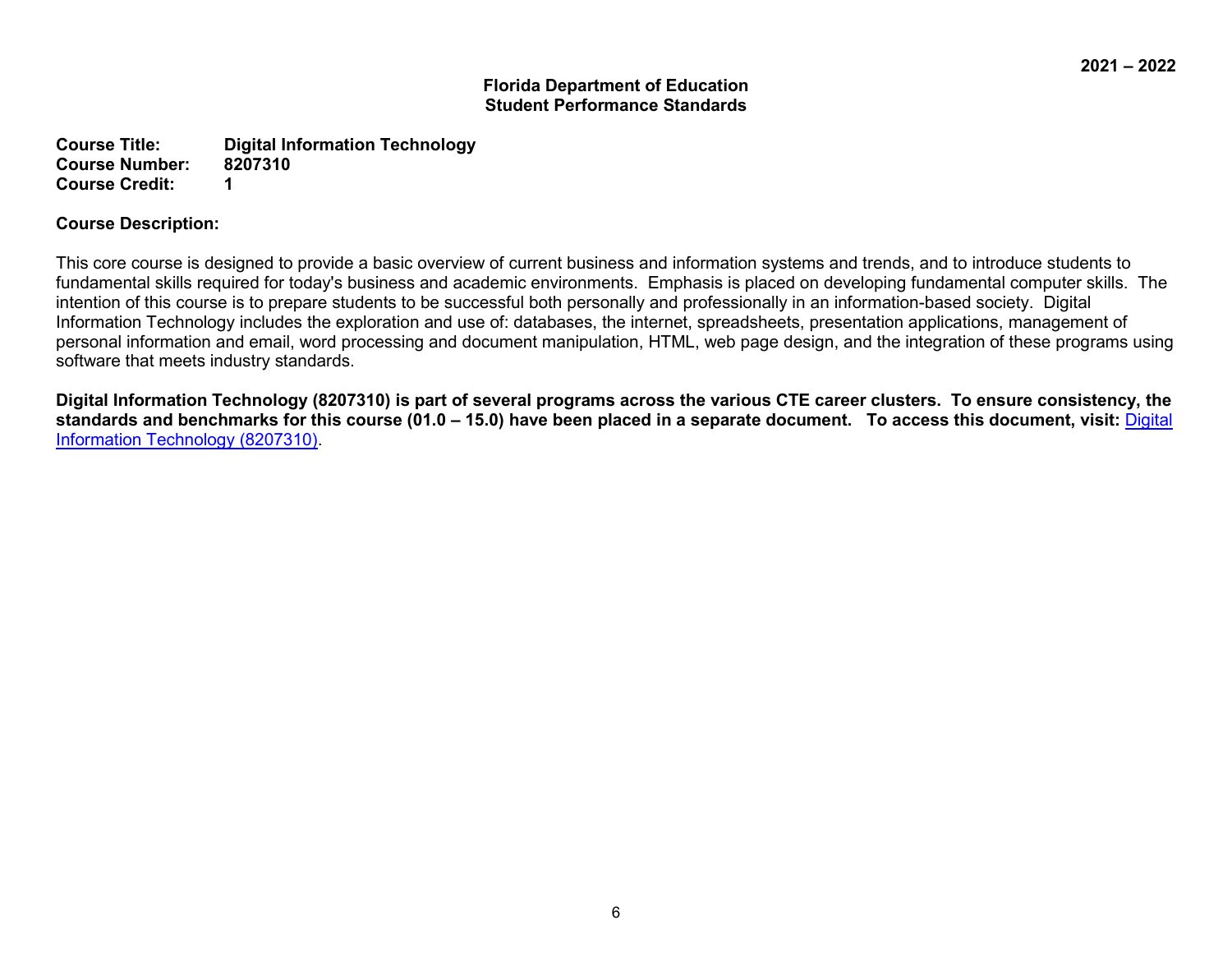**Florida Department of Education**
**Student Performance Standards**

**Course Title:** **Digital Information Technology**
**Course Number:** **8207310**
**Course Credit:** **1**

**Course Description:**

This core course is designed to provide a basic overview of current business and information systems and trends, and to introduce students to fundamental skills required for today's business and academic environments. Emphasis is placed on developing fundamental computer skills. The intention of this course is to prepare students to be successful both personally and professionally in an information-based society. Digital Information Technology includes the exploration and use of: databases, the internet, spreadsheets, presentation applications, management of personal information and email, word processing and document manipulation, HTML, web page design, and the integration of these programs using software that meets industry standards.

**Digital Information Technology (8207310) is part of several programs across the various CTE career clusters. To ensure consistency, the standards and benchmarks for this course (01.0 – 15.0) have been placed in a separate document. To access this document, visit:** Digital Information Technology (8207310).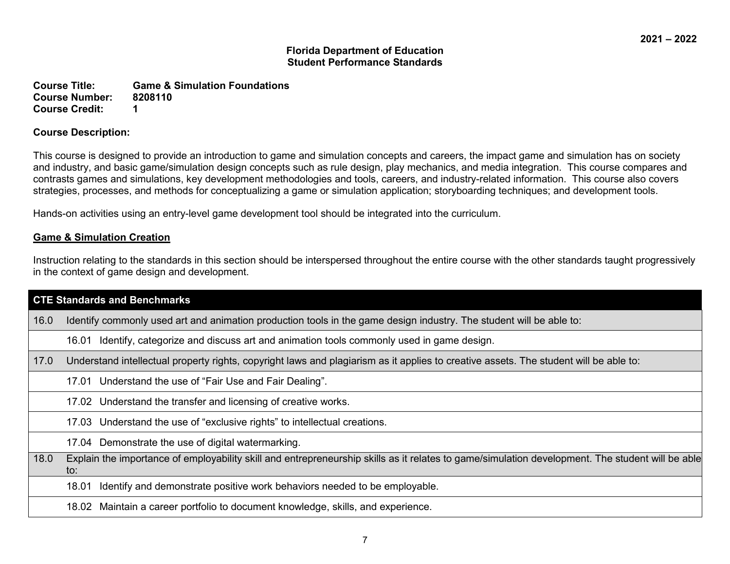2021 – 2022

**Florida Department of Education**
**Student Performance Standards**

**Course Title:** Game & Simulation Foundations
**Course Number:** 8208110
**Course Credit:** 1

**Course Description:**

This course is designed to provide an introduction to game and simulation concepts and careers, the impact game and simulation has on society and industry, and basic game/simulation design concepts such as rule design, play mechanics, and media integration. This course compares and contrasts games and simulations, key development methodologies and tools, careers, and industry-related information. This course also covers strategies, processes, and methods for conceptualizing a game or simulation application; storyboarding techniques; and development tools.

Hands-on activities using an entry-level game development tool should be integrated into the curriculum.

**Game & Simulation Creation**

Instruction relating to the standards in this section should be interspersed throughout the entire course with the other standards taught progressively in the context of game design and development.

| CTE Standards and Benchmarks | |
|---|---|
| 16.0 | Identify commonly used art and animation production tools in the game design industry. The student will be able to: |
| | 16.01 Identify, categorize and discuss art and animation tools commonly used in game design. |
| 17.0 | Understand intellectual property rights, copyright laws and plagiarism as it applies to creative assets. The student will be able to: |
| | 17.01 Understand the use of "Fair Use and Fair Dealing". |
| | 17.02 Understand the transfer and licensing of creative works. |
| | 17.03 Understand the use of "exclusive rights" to intellectual creations. |
| | 17.04 Demonstrate the use of digital watermarking. |
| 18.0 | Explain the importance of employability skill and entrepreneurship skills as it relates to game/simulation development. The student will be able to: |
| | 18.01 Identify and demonstrate positive work behaviors needed to be employable. |
| | 18.02 Maintain a career portfolio to document knowledge, skills, and experience. |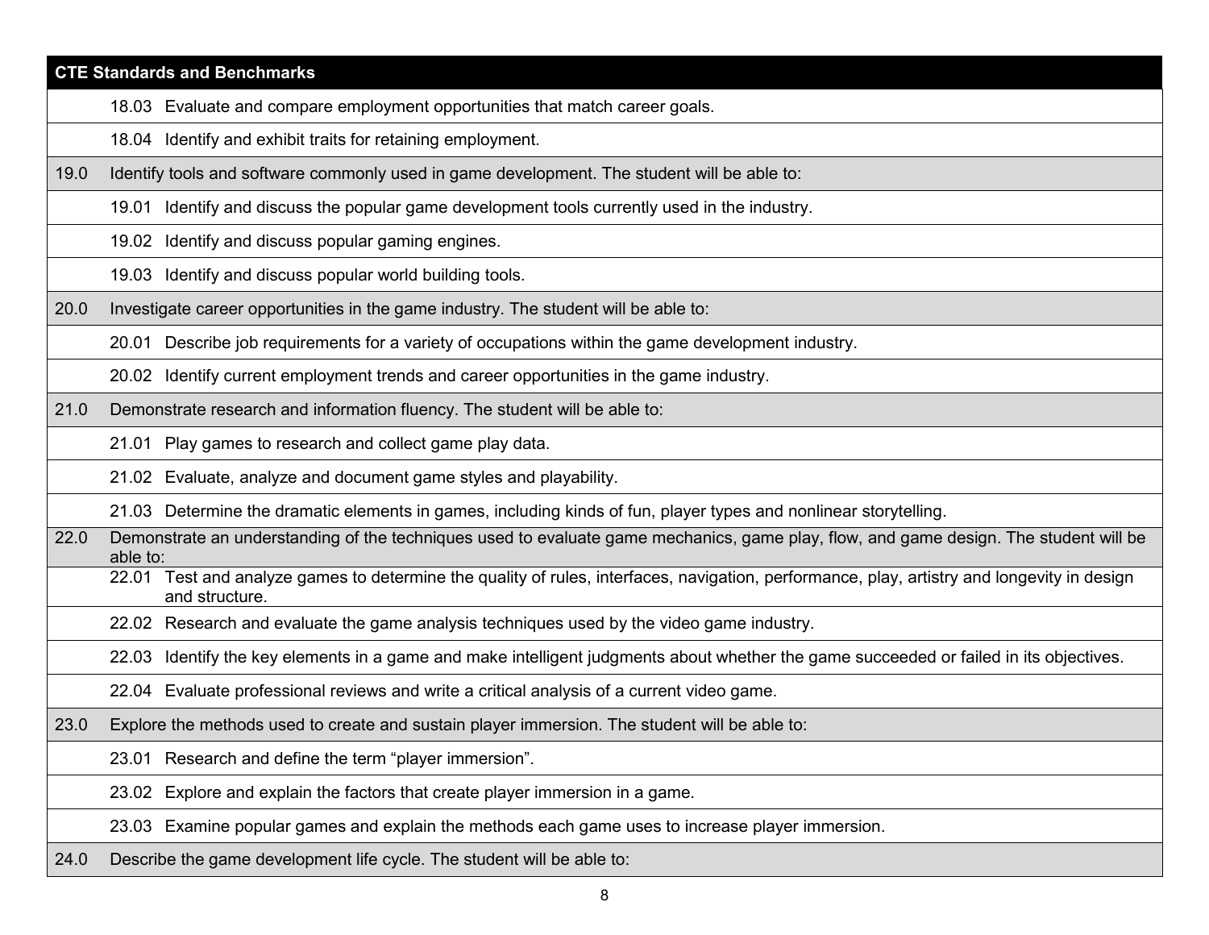| CTE Standards and Benchmarks | |
|---|---|
| | 18.03 Evaluate and compare employment opportunities that match career goals. |
| | 18.04 Identify and exhibit traits for retaining employment. |
| 19.0 | Identify tools and software commonly used in game development. The student will be able to: |
| | 19.01 Identify and discuss the popular game development tools currently used in the industry. |
| | 19.02 Identify and discuss popular gaming engines. |
| | 19.03 Identify and discuss popular world building tools. |
| 20.0 | Investigate career opportunities in the game industry. The student will be able to: |
| | 20.01 Describe job requirements for a variety of occupations within the game development industry. |
| | 20.02 Identify current employment trends and career opportunities in the game industry. |
| 21.0 | Demonstrate research and information fluency. The student will be able to: |
| | 21.01 Play games to research and collect game play data. |
| | 21.02 Evaluate, analyze and document game styles and playability. |
| | 21.03 Determine the dramatic elements in games, including kinds of fun, player types and nonlinear storytelling. |
| 22.0 | Demonstrate an understanding of the techniques used to evaluate game mechanics, game play, flow, and game design. The student will be able to: |
| | 22.01 Test and analyze games to determine the quality of rules, interfaces, navigation, performance, play, artistry and longevity in design and structure. |
| | 22.02 Research and evaluate the game analysis techniques used by the video game industry. |
| | 22.03 Identify the key elements in a game and make intelligent judgments about whether the game succeeded or failed in its objectives. |
| | 22.04 Evaluate professional reviews and write a critical analysis of a current video game. |
| 23.0 | Explore the methods used to create and sustain player immersion. The student will be able to: |
| | 23.01 Research and define the term "player immersion". |
| | 23.02 Explore and explain the factors that create player immersion in a game. |
| | 23.03 Examine popular games and explain the methods each game uses to increase player immersion. |
| 24.0 | Describe the game development life cycle. The student will be able to: |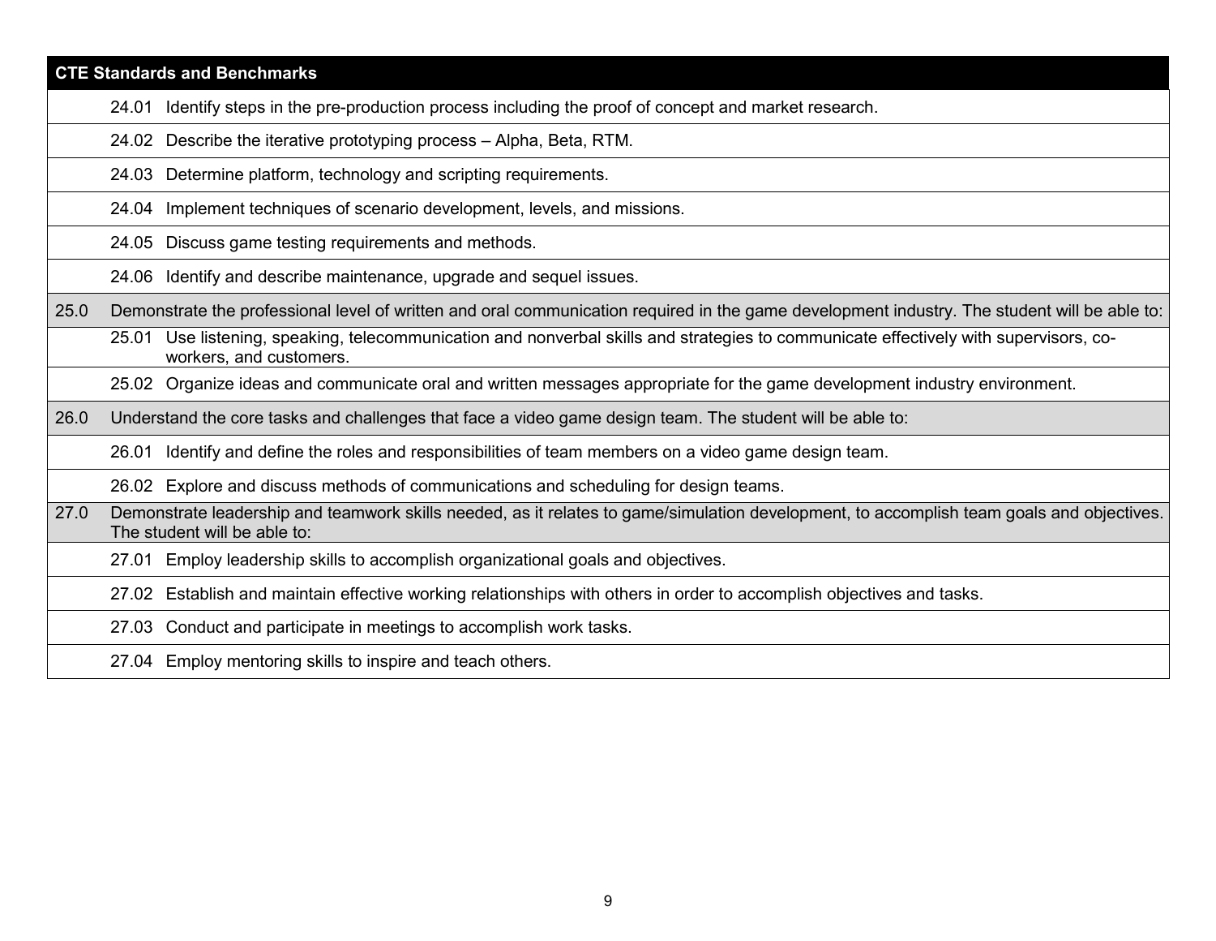| CTE Standards and Benchmarks | |
|---|---|
| | 24.01 Identify steps in the pre-production process including the proof of concept and market research. |
| | 24.02 Describe the iterative prototyping process – Alpha, Beta, RTM. |
| | 24.03 Determine platform, technology and scripting requirements. |
| | 24.04 Implement techniques of scenario development, levels, and missions. |
| | 24.05 Discuss game testing requirements and methods. |
| | 24.06 Identify and describe maintenance, upgrade and sequel issues. |
| 25.0 | Demonstrate the professional level of written and oral communication required in the game development industry. The student will be able to: |
| | 25.01 Use listening, speaking, telecommunication and nonverbal skills and strategies to communicate effectively with supervisors, co-workers, and customers. |
| | 25.02 Organize ideas and communicate oral and written messages appropriate for the game development industry environment. |
| 26.0 | Understand the core tasks and challenges that face a video game design team. The student will be able to: |
| | 26.01 Identify and define the roles and responsibilities of team members on a video game design team. |
| | 26.02 Explore and discuss methods of communications and scheduling for design teams. |
| 27.0 | Demonstrate leadership and teamwork skills needed, as it relates to game/simulation development, to accomplish team goals and objectives. The student will be able to: |
| | 27.01 Employ leadership skills to accomplish organizational goals and objectives. |
| | 27.02 Establish and maintain effective working relationships with others in order to accomplish objectives and tasks. |
| | 27.03 Conduct and participate in meetings to accomplish work tasks. |
| | 27.04 Employ mentoring skills to inspire and teach others. |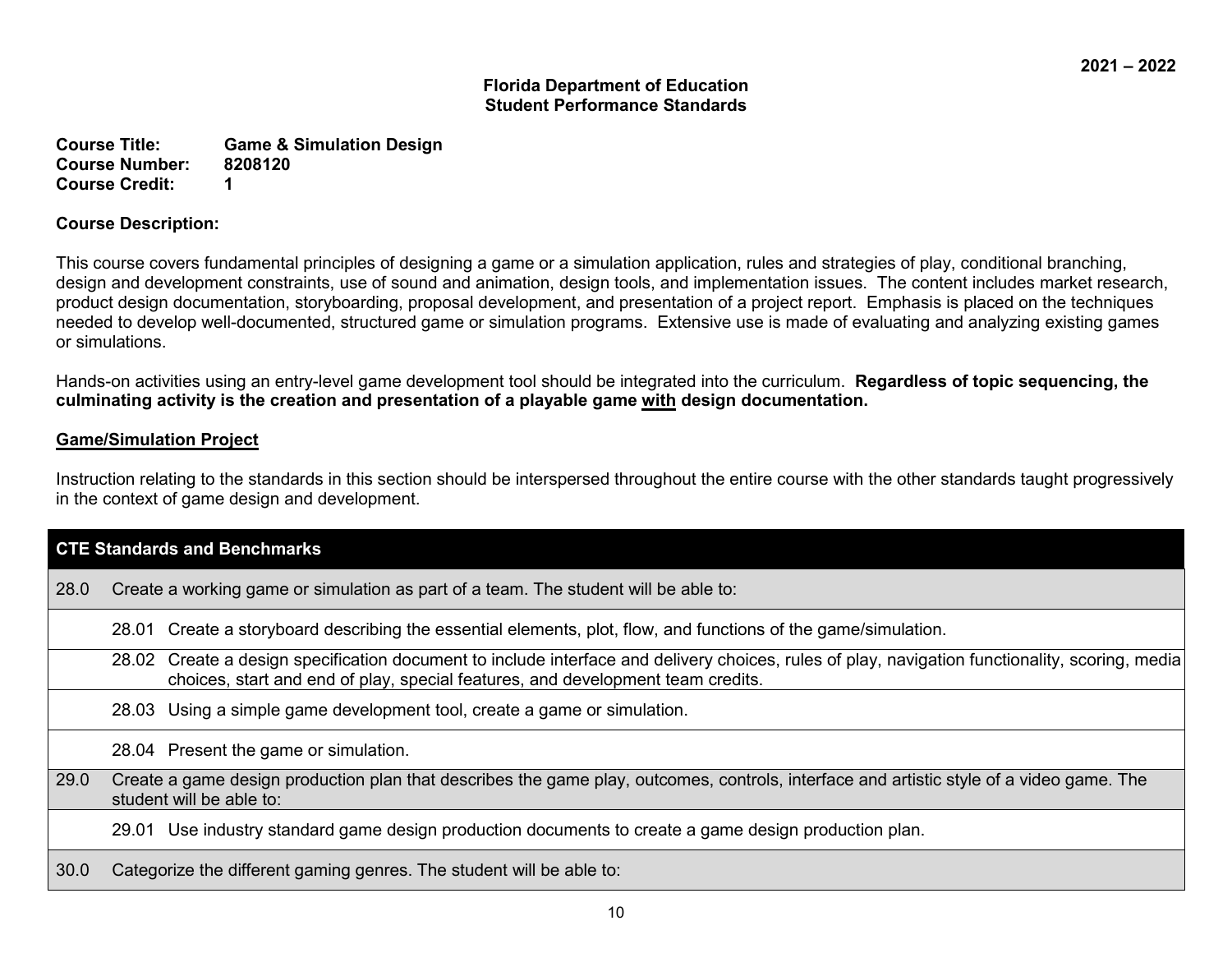**2021 – 2022**

**Florida Department of Education**
**Student Performance Standards**

**Course Title:** **Game & Simulation Design**
**Course Number:** **8208120**
**Course Credit:** **1**

**Course Description:**

This course covers fundamental principles of designing a game or a simulation application, rules and strategies of play, conditional branching, design and development constraints, use of sound and animation, design tools, and implementation issues. The content includes market research, product design documentation, storyboarding, proposal development, and presentation of a project report. Emphasis is placed on the techniques needed to develop well-documented, structured game or simulation programs. Extensive use is made of evaluating and analyzing existing games or simulations.

Hands-on activities using an entry-level game development tool should be integrated into the curriculum. **Regardless of topic sequencing, the culminating activity is the creation and presentation of a playable game <u>with</u> design documentation.**

<u>**Game/Simulation Project**</u>

Instruction relating to the standards in this section should be interspersed throughout the entire course with the other standards taught progressively in the context of game design and development.

| **CTE Standards and Benchmarks** | |
|---|---|
| 28.0 | Create a working game or simulation as part of a team. The student will be able to: |
| | 28.01 Create a storyboard describing the essential elements, plot, flow, and functions of the game/simulation. |
| | 28.02 Create a design specification document to include interface and delivery choices, rules of play, navigation functionality, scoring, media choices, start and end of play, special features, and development team credits. |
| | 28.03 Using a simple game development tool, create a game or simulation. |
| | 28.04 Present the game or simulation. |
| 29.0 | Create a game design production plan that describes the game play, outcomes, controls, interface and artistic style of a video game. The student will be able to: |
| | 29.01 Use industry standard game design production documents to create a game design production plan. |
| 30.0 | Categorize the different gaming genres. The student will be able to: |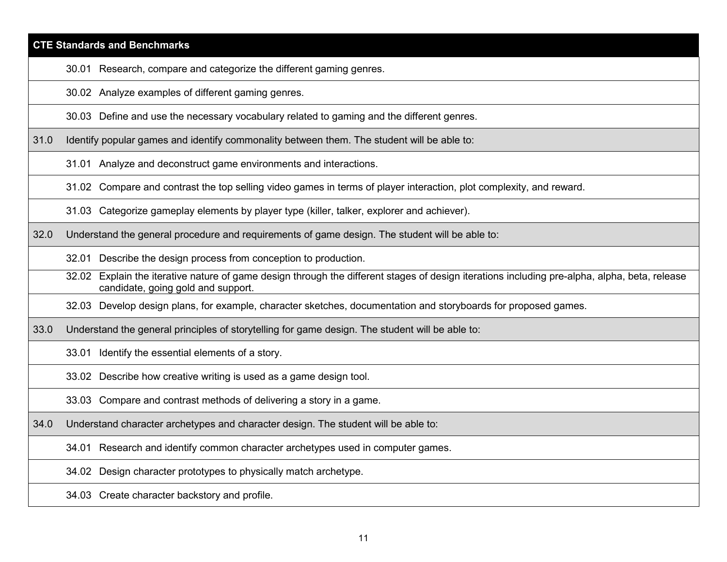| CTE Standards and Benchmarks | |
|---|---|
| | 30.01 Research, compare and categorize the different gaming genres. |
| | 30.02 Analyze examples of different gaming genres. |
| | 30.03 Define and use the necessary vocabulary related to gaming and the different genres. |
| 31.0 | Identify popular games and identify commonality between them. The student will be able to: |
| | 31.01 Analyze and deconstruct game environments and interactions. |
| | 31.02 Compare and contrast the top selling video games in terms of player interaction, plot complexity, and reward. |
| | 31.03 Categorize gameplay elements by player type (killer, talker, explorer and achiever). |
| 32.0 | Understand the general procedure and requirements of game design. The student will be able to: |
| | 32.01 Describe the design process from conception to production. |
| | 32.02 Explain the iterative nature of game design through the different stages of design iterations including pre-alpha, alpha, beta, release candidate, going gold and support. |
| | 32.03 Develop design plans, for example, character sketches, documentation and storyboards for proposed games. |
| 33.0 | Understand the general principles of storytelling for game design. The student will be able to: |
| | 33.01 Identify the essential elements of a story. |
| | 33.02 Describe how creative writing is used as a game design tool. |
| | 33.03 Compare and contrast methods of delivering a story in a game. |
| 34.0 | Understand character archetypes and character design. The student will be able to: |
| | 34.01 Research and identify common character archetypes used in computer games. |
| | 34.02 Design character prototypes to physically match archetype. |
| | 34.03 Create character backstory and profile. |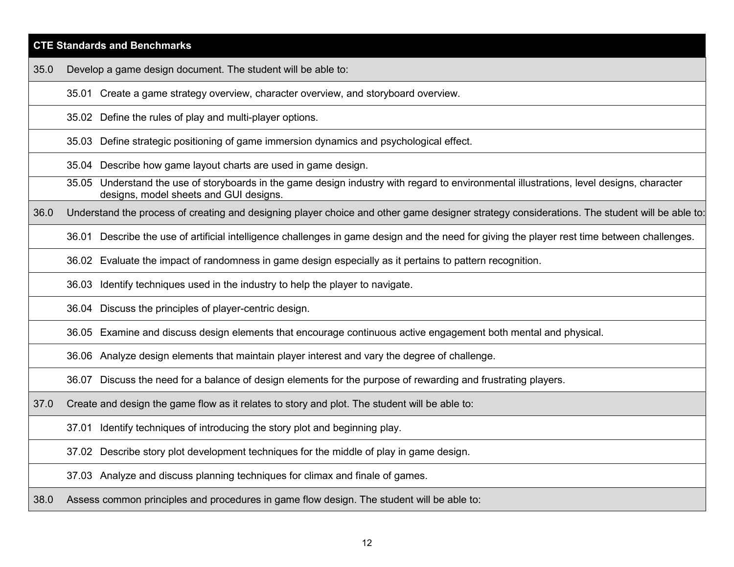| CTE Standards and Benchmarks | | |
|---|---|---|
| 35.0 | Develop a game design document. The student will be able to: | |
| | 35.01 | Create a game strategy overview, character overview, and storyboard overview. |
| | 35.02 | Define the rules of play and multi-player options. |
| | 35.03 | Define strategic positioning of game immersion dynamics and psychological effect. |
| | 35.04 | Describe how game layout charts are used in game design. |
| | 35.05 | Understand the use of storyboards in the game design industry with regard to environmental illustrations, level designs, character designs, model sheets and GUI designs. |
| 36.0 | Understand the process of creating and designing player choice and other game designer strategy considerations. The student will be able to: | |
| | 36.01 | Describe the use of artificial intelligence challenges in game design and the need for giving the player rest time between challenges. |
| | 36.02 | Evaluate the impact of randomness in game design especially as it pertains to pattern recognition. |
| | 36.03 | Identify techniques used in the industry to help the player to navigate. |
| | 36.04 | Discuss the principles of player-centric design. |
| | 36.05 | Examine and discuss design elements that encourage continuous active engagement both mental and physical. |
| | 36.06 | Analyze design elements that maintain player interest and vary the degree of challenge. |
| | 36.07 | Discuss the need for a balance of design elements for the purpose of rewarding and frustrating players. |
| 37.0 | Create and design the game flow as it relates to story and plot. The student will be able to: | |
| | 37.01 | Identify techniques of introducing the story plot and beginning play. |
| | 37.02 | Describe story plot development techniques for the middle of play in game design. |
| | 37.03 | Analyze and discuss planning techniques for climax and finale of games. |
| 38.0 | Assess common principles and procedures in game flow design. The student will be able to: | |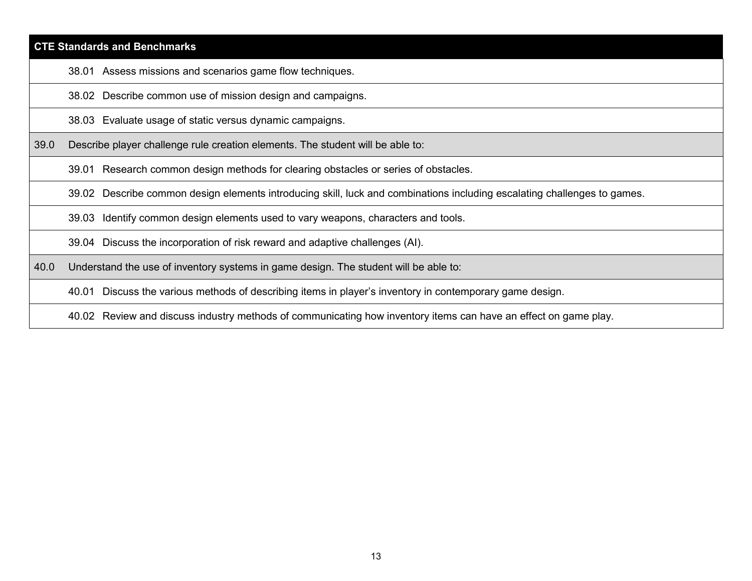| CTE Standards and Benchmarks | |
|---|---|
| | 38.01 Assess missions and scenarios game flow techniques. |
| | 38.02 Describe common use of mission design and campaigns. |
| | 38.03 Evaluate usage of static versus dynamic campaigns. |
| 39.0 | Describe player challenge rule creation elements. The student will be able to: |
| | 39.01 Research common design methods for clearing obstacles or series of obstacles. |
| | 39.02 Describe common design elements introducing skill, luck and combinations including escalating challenges to games. |
| | 39.03 Identify common design elements used to vary weapons, characters and tools. |
| | 39.04 Discuss the incorporation of risk reward and adaptive challenges (AI). |
| 40.0 | Understand the use of inventory systems in game design. The student will be able to: |
| | 40.01 Discuss the various methods of describing items in player’s inventory in contemporary game design. |
| | 40.02 Review and discuss industry methods of communicating how inventory items can have an effect on game play. |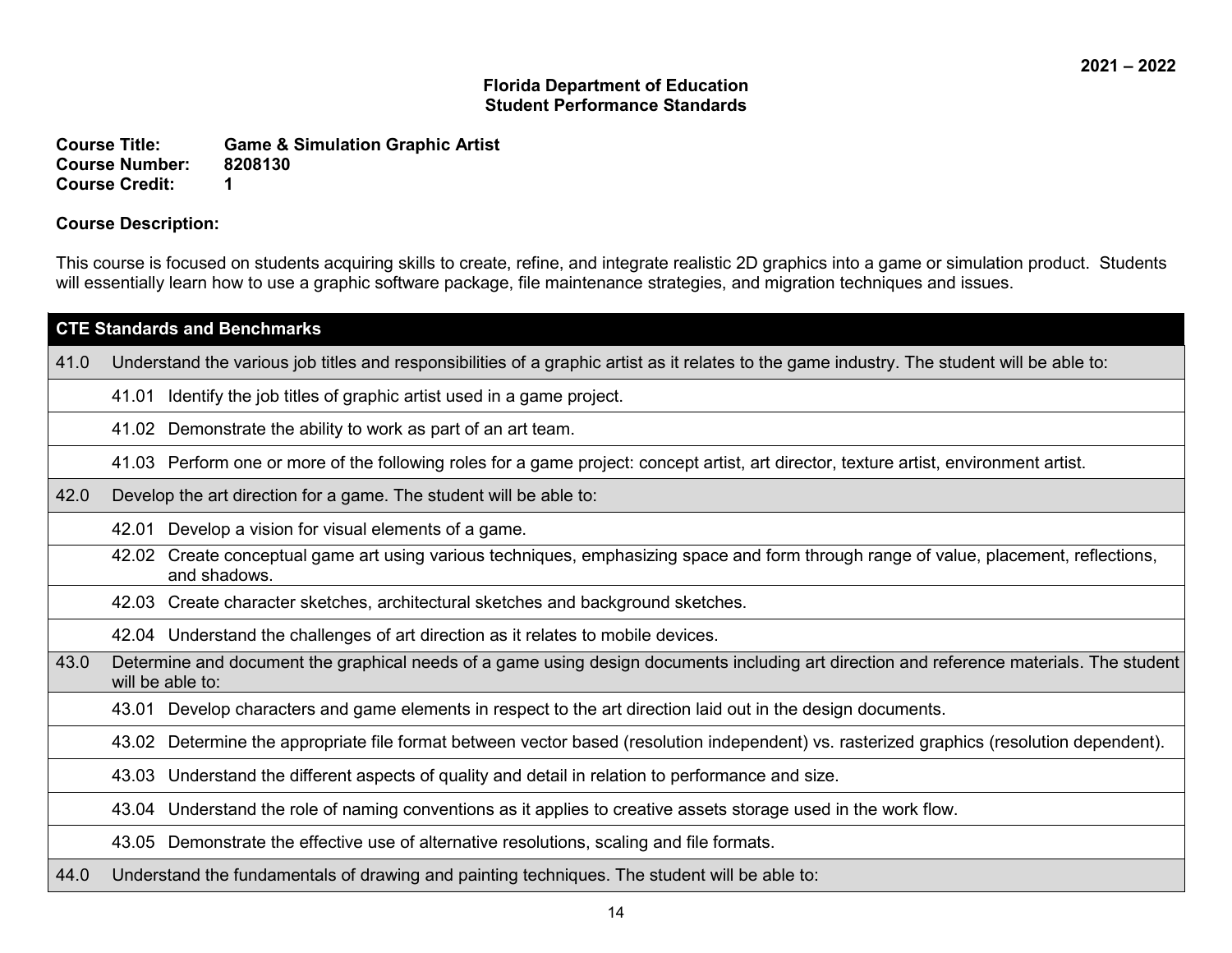2021 – 2022

**Florida Department of Education**
**Student Performance Standards**

**Course Title:** Game & Simulation Graphic Artist
**Course Number:** 8208130
**Course Credit:** 1

**Course Description:**

This course is focused on students acquiring skills to create, refine, and integrate realistic 2D graphics into a game or simulation product. Students will essentially learn how to use a graphic software package, file maintenance strategies, and migration techniques and issues.

| CTE Standards and Benchmarks |
|---|
| 41.0 Understand the various job titles and responsibilities of a graphic artist as it relates to the game industry. The student will be able to: |
| 41.01 Identify the job titles of graphic artist used in a game project. |
| 41.02 Demonstrate the ability to work as part of an art team. |
| 41.03 Perform one or more of the following roles for a game project: concept artist, art director, texture artist, environment artist. |
| 42.0 Develop the art direction for a game. The student will be able to: |
| 42.01 Develop a vision for visual elements of a game. |
| 42.02 Create conceptual game art using various techniques, emphasizing space and form through range of value, placement, reflections, and shadows. |
| 42.03 Create character sketches, architectural sketches and background sketches. |
| 42.04 Understand the challenges of art direction as it relates to mobile devices. |
| 43.0 Determine and document the graphical needs of a game using design documents including art direction and reference materials. The student will be able to: |
| 43.01 Develop characters and game elements in respect to the art direction laid out in the design documents. |
| 43.02 Determine the appropriate file format between vector based (resolution independent) vs. rasterized graphics (resolution dependent). |
| 43.03 Understand the different aspects of quality and detail in relation to performance and size. |
| 43.04 Understand the role of naming conventions as it applies to creative assets storage used in the work flow. |
| 43.05 Demonstrate the effective use of alternative resolutions, scaling and file formats. |
| 44.0 Understand the fundamentals of drawing and painting techniques. The student will be able to: |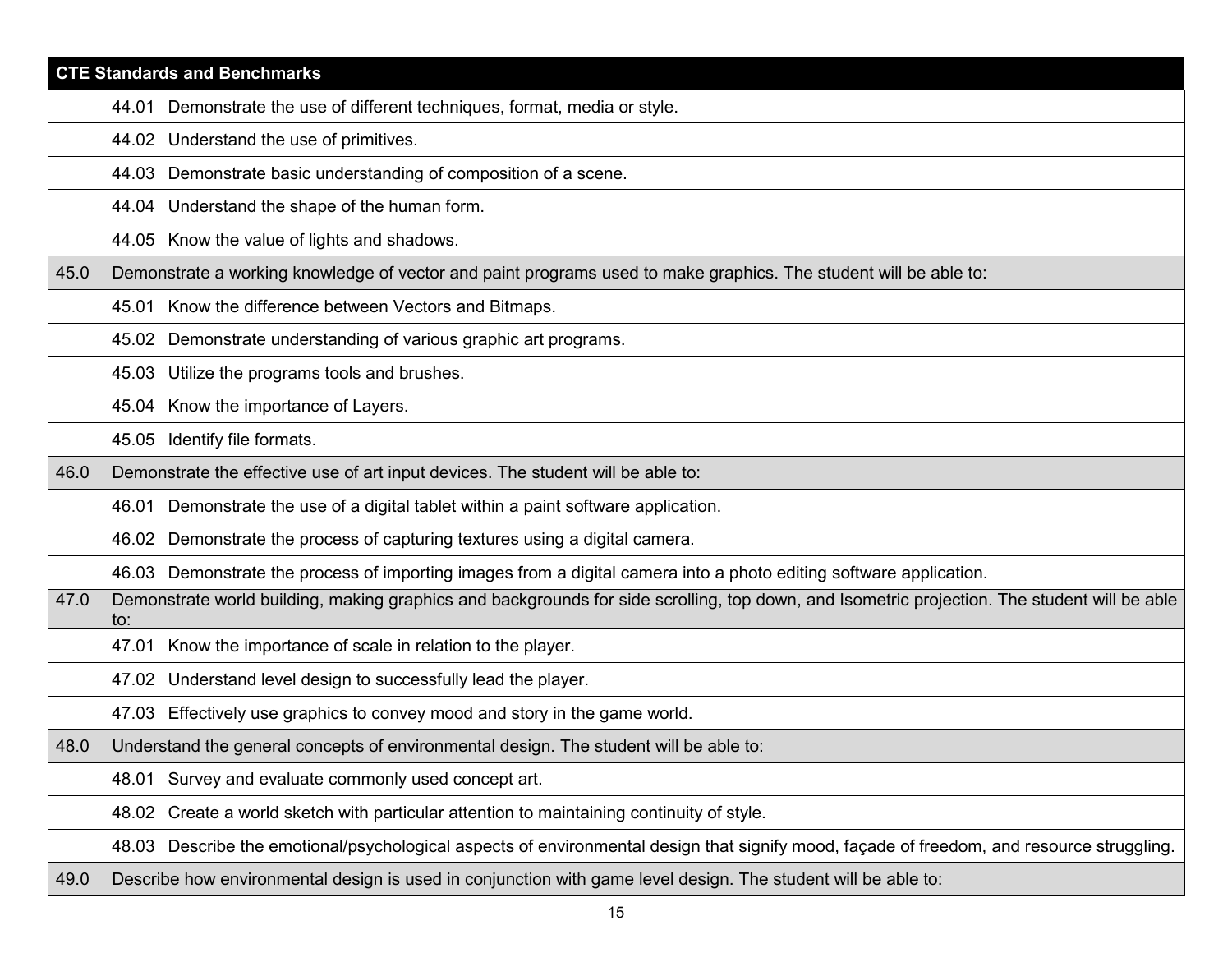| CTE Standards and Benchmarks | |
|---|---|
| | 44.01 Demonstrate the use of different techniques, format, media or style. |
| | 44.02 Understand the use of primitives. |
| | 44.03 Demonstrate basic understanding of composition of a scene. |
| | 44.04 Understand the shape of the human form. |
| | 44.05 Know the value of lights and shadows. |
| 45.0 | Demonstrate a working knowledge of vector and paint programs used to make graphics. The student will be able to: |
| | 45.01 Know the difference between Vectors and Bitmaps. |
| | 45.02 Demonstrate understanding of various graphic art programs. |
| | 45.03 Utilize the programs tools and brushes. |
| | 45.04 Know the importance of Layers. |
| | 45.05 Identify file formats. |
| 46.0 | Demonstrate the effective use of art input devices. The student will be able to: |
| | 46.01 Demonstrate the use of a digital tablet within a paint software application. |
| | 46.02 Demonstrate the process of capturing textures using a digital camera. |
| | 46.03 Demonstrate the process of importing images from a digital camera into a photo editing software application. |
| 47.0 | Demonstrate world building, making graphics and backgrounds for side scrolling, top down, and Isometric projection. The student will be able to: |
| | 47.01 Know the importance of scale in relation to the player. |
| | 47.02 Understand level design to successfully lead the player. |
| | 47.03 Effectively use graphics to convey mood and story in the game world. |
| 48.0 | Understand the general concepts of environmental design. The student will be able to: |
| | 48.01 Survey and evaluate commonly used concept art. |
| | 48.02 Create a world sketch with particular attention to maintaining continuity of style. |
| | 48.03 Describe the emotional/psychological aspects of environmental design that signify mood, façade of freedom, and resource struggling. |
| 49.0 | Describe how environmental design is used in conjunction with game level design. The student will be able to: |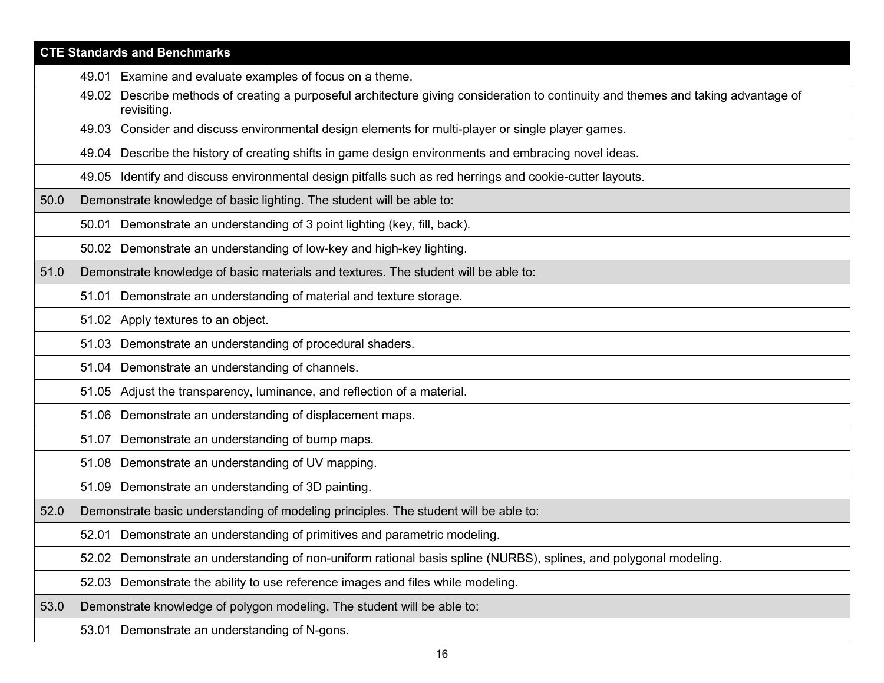| CTE Standards and Benchmarks | |
|---|---|
| | 49.01 Examine and evaluate examples of focus on a theme. |
| | 49.02 Describe methods of creating a purposeful architecture giving consideration to continuity and themes and taking advantage of revisiting. |
| | 49.03 Consider and discuss environmental design elements for multi-player or single player games. |
| | 49.04 Describe the history of creating shifts in game design environments and embracing novel ideas. |
| | 49.05 Identify and discuss environmental design pitfalls such as red herrings and cookie-cutter layouts. |
| 50.0 | Demonstrate knowledge of basic lighting. The student will be able to: |
| | 50.01 Demonstrate an understanding of 3 point lighting (key, fill, back). |
| | 50.02 Demonstrate an understanding of low-key and high-key lighting. |
| 51.0 | Demonstrate knowledge of basic materials and textures. The student will be able to: |
| | 51.01 Demonstrate an understanding of material and texture storage. |
| | 51.02 Apply textures to an object. |
| | 51.03 Demonstrate an understanding of procedural shaders. |
| | 51.04 Demonstrate an understanding of channels. |
| | 51.05 Adjust the transparency, luminance, and reflection of a material. |
| | 51.06 Demonstrate an understanding of displacement maps. |
| | 51.07 Demonstrate an understanding of bump maps. |
| | 51.08 Demonstrate an understanding of UV mapping. |
| | 51.09 Demonstrate an understanding of 3D painting. |
| 52.0 | Demonstrate basic understanding of modeling principles. The student will be able to: |
| | 52.01 Demonstrate an understanding of primitives and parametric modeling. |
| | 52.02 Demonstrate an understanding of non-uniform rational basis spline (NURBS), splines, and polygonal modeling. |
| | 52.03 Demonstrate the ability to use reference images and files while modeling. |
| 53.0 | Demonstrate knowledge of polygon modeling. The student will be able to: |
| | 53.01 Demonstrate an understanding of N-gons. |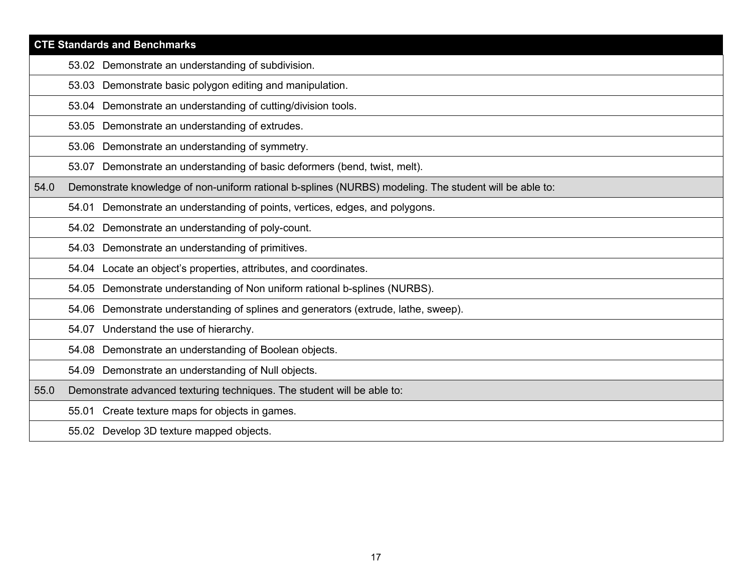| CTE Standards and Benchmarks | |
|---|---|
| | 53.02 Demonstrate an understanding of subdivision. |
| | 53.03 Demonstrate basic polygon editing and manipulation. |
| | 53.04 Demonstrate an understanding of cutting/division tools. |
| | 53.05 Demonstrate an understanding of extrudes. |
| | 53.06 Demonstrate an understanding of symmetry. |
| | 53.07 Demonstrate an understanding of basic deformers (bend, twist, melt). |
| 54.0 | Demonstrate knowledge of non-uniform rational b-splines (NURBS) modeling. The student will be able to: |
| | 54.01 Demonstrate an understanding of points, vertices, edges, and polygons. |
| | 54.02 Demonstrate an understanding of poly-count. |
| | 54.03 Demonstrate an understanding of primitives. |
| | 54.04 Locate an object's properties, attributes, and coordinates. |
| | 54.05 Demonstrate understanding of Non uniform rational b-splines (NURBS). |
| | 54.06 Demonstrate understanding of splines and generators (extrude, lathe, sweep). |
| | 54.07 Understand the use of hierarchy. |
| | 54.08 Demonstrate an understanding of Boolean objects. |
| | 54.09 Demonstrate an understanding of Null objects. |
| 55.0 | Demonstrate advanced texturing techniques. The student will be able to: |
| | 55.01 Create texture maps for objects in games. |
| | 55.02 Develop 3D texture mapped objects. |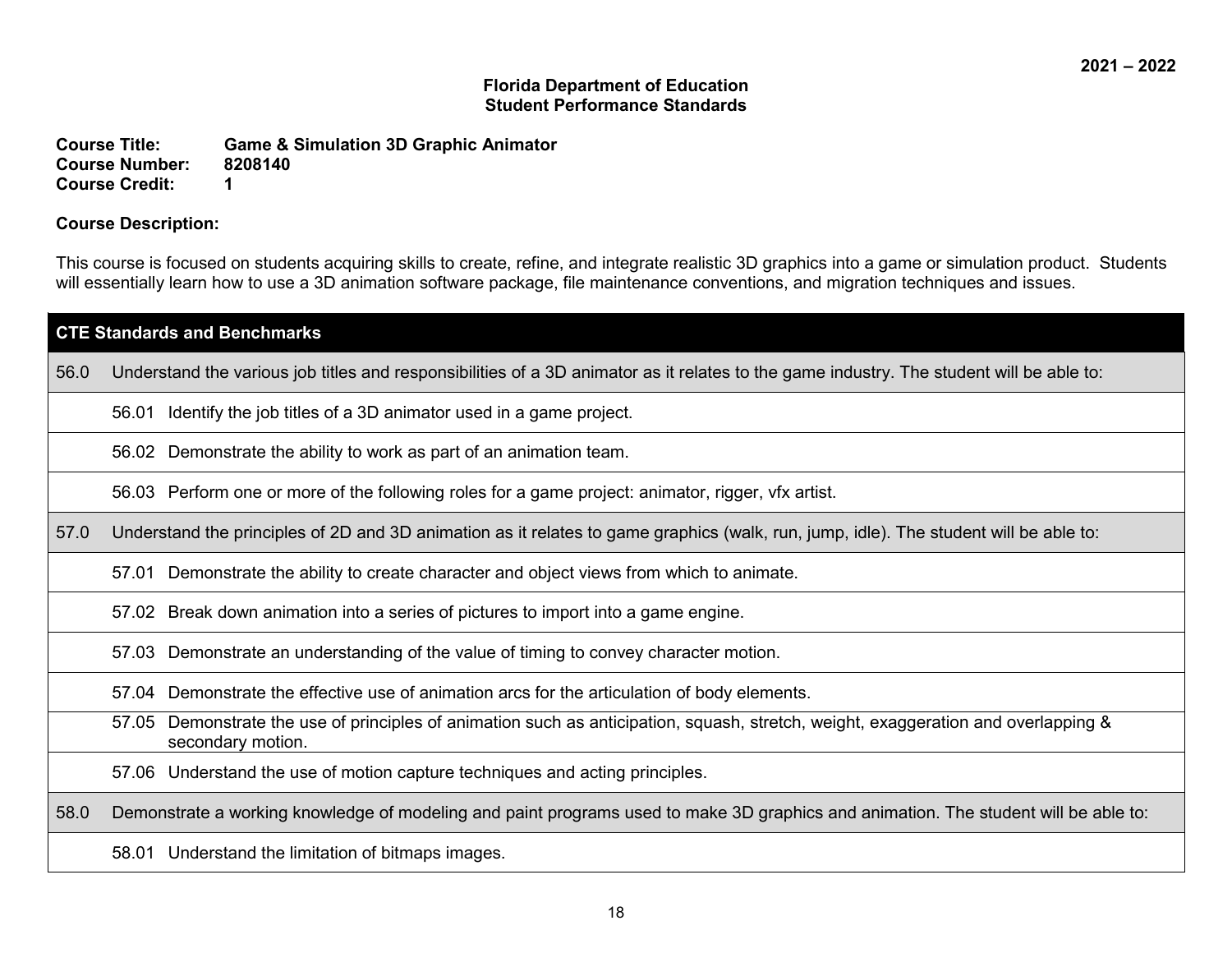2021 – 2022

**Florida Department of Education**
**Student Performance Standards**

**Course Title:** Game & Simulation 3D Graphic Animator
**Course Number:** 8208140
**Course Credit:** 1

**Course Description:**

This course is focused on students acquiring skills to create, refine, and integrate realistic 3D graphics into a game or simulation product. Students will essentially learn how to use a 3D animation software package, file maintenance conventions, and migration techniques and issues.

| CTE Standards and Benchmarks |
|---|
| 56.0 Understand the various job titles and responsibilities of a 3D animator as it relates to the game industry. The student will be able to: |
| 56.01 Identify the job titles of a 3D animator used in a game project. |
| 56.02 Demonstrate the ability to work as part of an animation team. |
| 56.03 Perform one or more of the following roles for a game project: animator, rigger, vfx artist. |
| 57.0 Understand the principles of 2D and 3D animation as it relates to game graphics (walk, run, jump, idle). The student will be able to: |
| 57.01 Demonstrate the ability to create character and object views from which to animate. |
| 57.02 Break down animation into a series of pictures to import into a game engine. |
| 57.03 Demonstrate an understanding of the value of timing to convey character motion. |
| 57.04 Demonstrate the effective use of animation arcs for the articulation of body elements. |
| 57.05 Demonstrate the use of principles of animation such as anticipation, squash, stretch, weight, exaggeration and overlapping & secondary motion. |
| 57.06 Understand the use of motion capture techniques and acting principles. |
| 58.0 Demonstrate a working knowledge of modeling and paint programs used to make 3D graphics and animation. The student will be able to: |
| 58.01 Understand the limitation of bitmaps images. |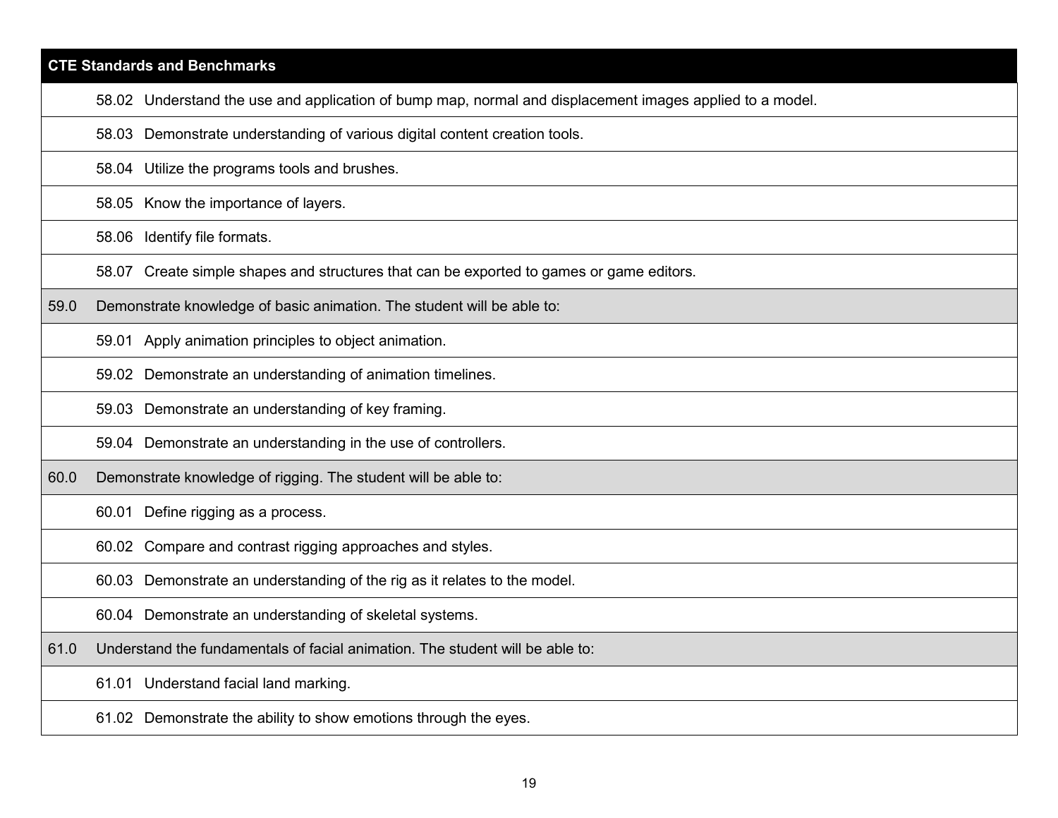| CTE Standards and Benchmarks | |
|---|---|
| | 58.02 Understand the use and application of bump map, normal and displacement images applied to a model. |
| | 58.03 Demonstrate understanding of various digital content creation tools. |
| | 58.04 Utilize the programs tools and brushes. |
| | 58.05 Know the importance of layers. |
| | 58.06 Identify file formats. |
| | 58.07 Create simple shapes and structures that can be exported to games or game editors. |
| 59.0 | Demonstrate knowledge of basic animation. The student will be able to: |
| | 59.01 Apply animation principles to object animation. |
| | 59.02 Demonstrate an understanding of animation timelines. |
| | 59.03 Demonstrate an understanding of key framing. |
| | 59.04 Demonstrate an understanding in the use of controllers. |
| 60.0 | Demonstrate knowledge of rigging. The student will be able to: |
| | 60.01 Define rigging as a process. |
| | 60.02 Compare and contrast rigging approaches and styles. |
| | 60.03 Demonstrate an understanding of the rig as it relates to the model. |
| | 60.04 Demonstrate an understanding of skeletal systems. |
| 61.0 | Understand the fundamentals of facial animation. The student will be able to: |
| | 61.01 Understand facial land marking. |
| | 61.02 Demonstrate the ability to show emotions through the eyes. |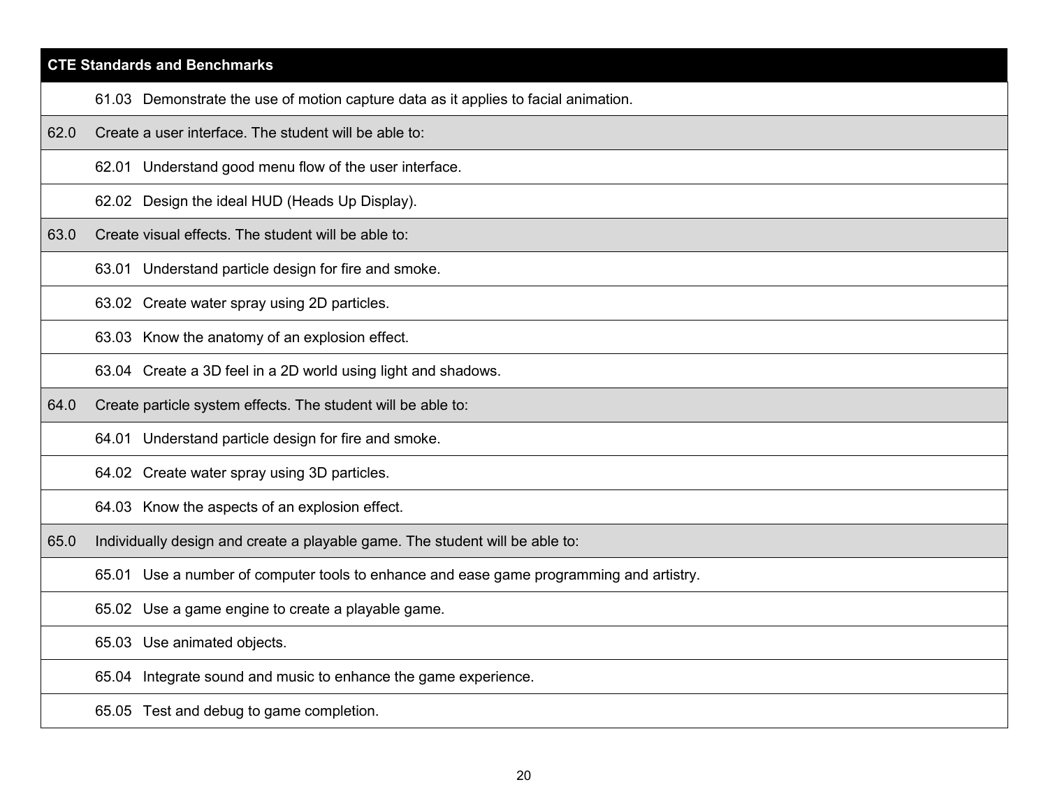| CTE Standards and Benchmarks |
| --- |
| 61.03 Demonstrate the use of motion capture data as it applies to facial animation. |
| 62.0 Create a user interface. The student will be able to: |
| 62.01 Understand good menu flow of the user interface. |
| 62.02 Design the ideal HUD (Heads Up Display). |
| 63.0 Create visual effects. The student will be able to: |
| 63.01 Understand particle design for fire and smoke. |
| 63.02 Create water spray using 2D particles. |
| 63.03 Know the anatomy of an explosion effect. |
| 63.04 Create a 3D feel in a 2D world using light and shadows. |
| 64.0 Create particle system effects. The student will be able to: |
| 64.01 Understand particle design for fire and smoke. |
| 64.02 Create water spray using 3D particles. |
| 64.03 Know the aspects of an explosion effect. |
| 65.0 Individually design and create a playable game. The student will be able to: |
| 65.01 Use a number of computer tools to enhance and ease game programming and artistry. |
| 65.02 Use a game engine to create a playable game. |
| 65.03 Use animated objects. |
| 65.04 Integrate sound and music to enhance the game experience. |
| 65.05 Test and debug to game completion. |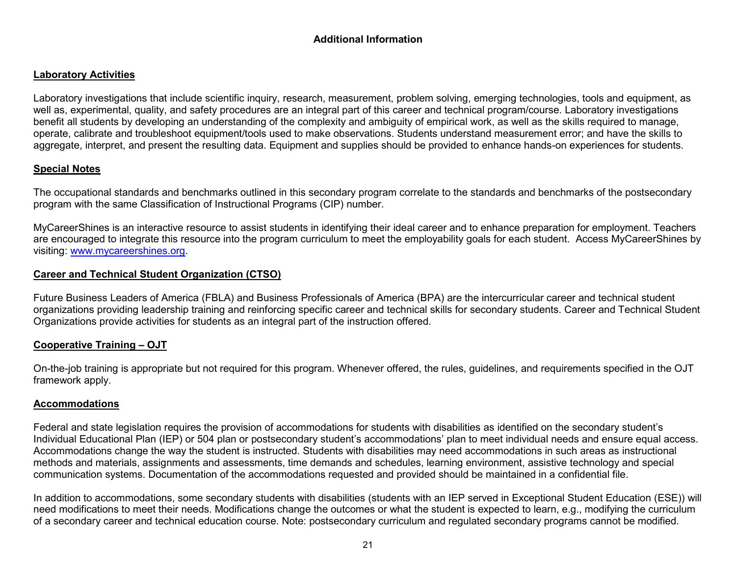## Additional Information

### Laboratory Activities

Laboratory investigations that include scientific inquiry, research, measurement, problem solving, emerging technologies, tools and equipment, as well as, experimental, quality, and safety procedures are an integral part of this career and technical program/course. Laboratory investigations benefit all students by developing an understanding of the complexity and ambiguity of empirical work, as well as the skills required to manage, operate, calibrate and troubleshoot equipment/tools used to make observations. Students understand measurement error; and have the skills to aggregate, interpret, and present the resulting data. Equipment and supplies should be provided to enhance hands-on experiences for students.

### Special Notes

The occupational standards and benchmarks outlined in this secondary program correlate to the standards and benchmarks of the postsecondary program with the same Classification of Instructional Programs (CIP) number.

MyCareerShines is an interactive resource to assist students in identifying their ideal career and to enhance preparation for employment. Teachers are encouraged to integrate this resource into the program curriculum to meet the employability goals for each student. Access MyCareerShines by visiting: [www.mycareershines.org](http://www.mycareershines.org).

### Career and Technical Student Organization (CTSO)

Future Business Leaders of America (FBLA) and Business Professionals of America (BPA) are the intercurricular career and technical student organizations providing leadership training and reinforcing specific career and technical skills for secondary students. Career and Technical Student Organizations provide activities for students as an integral part of the instruction offered.

### Cooperative Training – OJT

On-the-job training is appropriate but not required for this program. Whenever offered, the rules, guidelines, and requirements specified in the OJT framework apply.

### Accommodations

Federal and state legislation requires the provision of accommodations for students with disabilities as identified on the secondary student's Individual Educational Plan (IEP) or 504 plan or postsecondary student's accommodations' plan to meet individual needs and ensure equal access. Accommodations change the way the student is instructed. Students with disabilities may need accommodations in such areas as instructional methods and materials, assignments and assessments, time demands and schedules, learning environment, assistive technology and special communication systems. Documentation of the accommodations requested and provided should be maintained in a confidential file.

In addition to accommodations, some secondary students with disabilities (students with an IEP served in Exceptional Student Education (ESE)) will need modifications to meet their needs. Modifications change the outcomes or what the student is expected to learn, e.g., modifying the curriculum of a secondary career and technical education course. Note: postsecondary curriculum and regulated secondary programs cannot be modified.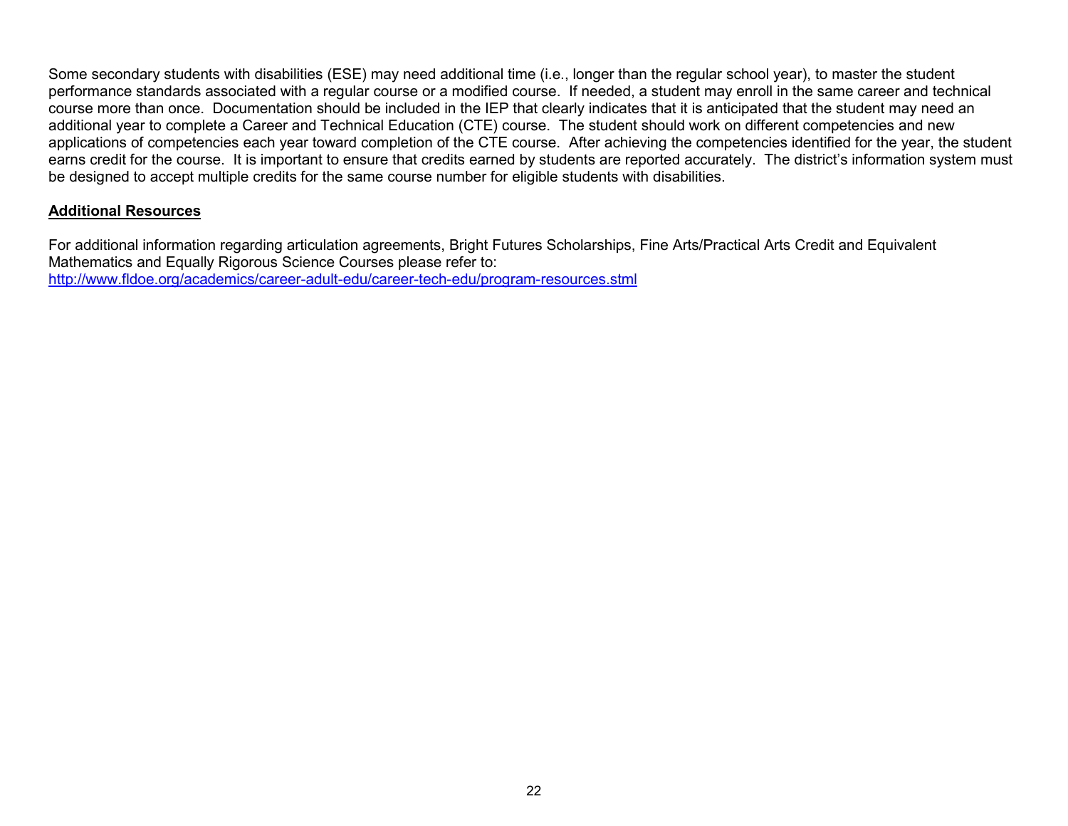Some secondary students with disabilities (ESE) may need additional time (i.e., longer than the regular school year), to master the student performance standards associated with a regular course or a modified course. If needed, a student may enroll in the same career and technical course more than once. Documentation should be included in the IEP that clearly indicates that it is anticipated that the student may need an additional year to complete a Career and Technical Education (CTE) course. The student should work on different competencies and new applications of competencies each year toward completion of the CTE course. After achieving the competencies identified for the year, the student earns credit for the course. It is important to ensure that credits earned by students are reported accurately. The district's information system must be designed to accept multiple credits for the same course number for eligible students with disabilities.

**Additional Resources**

For additional information regarding articulation agreements, Bright Futures Scholarships, Fine Arts/Practical Arts Credit and Equivalent Mathematics and Equally Rigorous Science Courses please refer to:
http://www.fldoe.org/academics/career-adult-edu/career-tech-edu/program-resources.stml